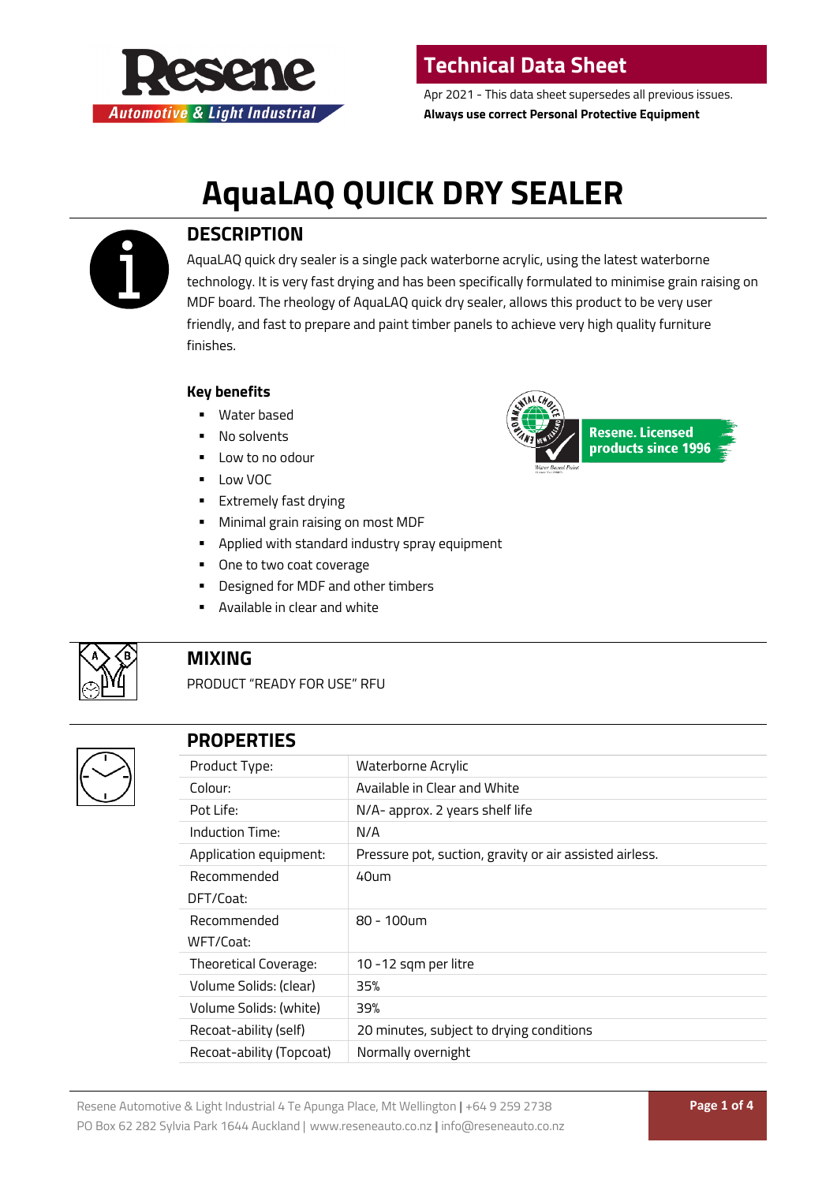# Technical Data Sheet

Apr 2021 - This data sheet supersedes all previous issues.

**Always use correct Personal Protective Equipment**

# AquaLAQ QUICK DRY SEALER

## DESCRIPTION

AquaLAQ quick dry sealer is a single pack waterborne acrylic, using the latest waterborne technology. It is very fast drying and has been specifically formulated to minimise grain raising on MDF board. The rheology of AquaLAQ quick dry sealer, allows this product to be very user friendly, and fast to prepare and paint timber panels to achieve very high quality furniture finishes.

### Key benefits

- Water based
- No solvents
- Low to no odour
- Low VOC
- Extremely fast drying
- Minimal grain raising on most MDF
- Applied with standard industry spray equipment
- One to two coat coverage
- Designed for MDF and other timbers
- Available in clear and white

Resene. Licensed products since 1996

## MIXING

PRODUCT "READY FOR USE" RFU

## PROPERTIES

| | |
|---|---|
| Product Type: | Waterborne Acrylic |
| Colour: | Available in Clear and White |
| Pot Life: | N/A- approx. 2 years shelf life |
| Induction Time: | N/A |
| Application equipment: | Pressure pot, suction, gravity or air assisted airless. |
| Recommended DFT/Coat: | 40um |
| Recommended WFT/Coat: | 80 - 100um |
| Theoretical Coverage: | 10 -12 sqm per litre |
| Volume Solids: (clear) | 35% |
| Volume Solids: (white) | 39% |
| Recoat-ability (self) | 20 minutes, subject to drying conditions |
| Recoat-ability (Topcoat) | Normally overnight |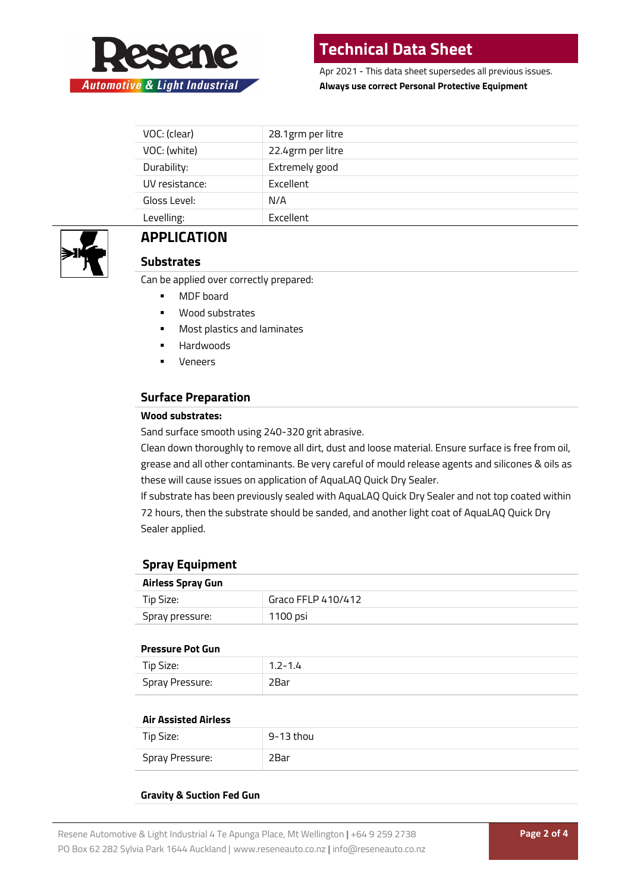| VOC: (clear) | 28.1grm per litre |
|---|---|
| VOC: (white) | 22.4grm per litre |
| Durability: | Extremely good |
| UV resistance: | Excellent |
| Gloss Level: | N/A |
| Levelling: | Excellent |

## APPLICATION

### Substrates

Can be applied over correctly prepared:

- MDF board
- Wood substrates
- Most plastics and laminates
- Hardwoods
- Veneers

### Surface Preparation

**Wood substrates:**

Sand surface smooth using 240-320 grit abrasive.

Clean down thoroughly to remove all dirt, dust and loose material. Ensure surface is free from oil, grease and all other contaminants. Be very careful of mould release agents and silicones & oils as these will cause issues on application of AquaLAQ Quick Dry Sealer.

If substrate has been previously sealed with AquaLAQ Quick Dry Sealer and not top coated within 72 hours, then the substrate should be sanded, and another light coat of AquaLAQ Quick Dry Sealer applied.

### Spray Equipment

**Airless Spray Gun**

| Tip Size: | Graco FFLP 410/412 |
|---|---|
| Spray pressure: | 1100 psi |

**Pressure Pot Gun**

| Tip Size: | 1.2-1.4 |
|---|---|
| Spray Pressure: | 2Bar |

**Air Assisted Airless**

| Tip Size: | 9-13 thou |
|---|---|
| Spray Pressure: | 2Bar |

**Gravity & Suction Fed Gun**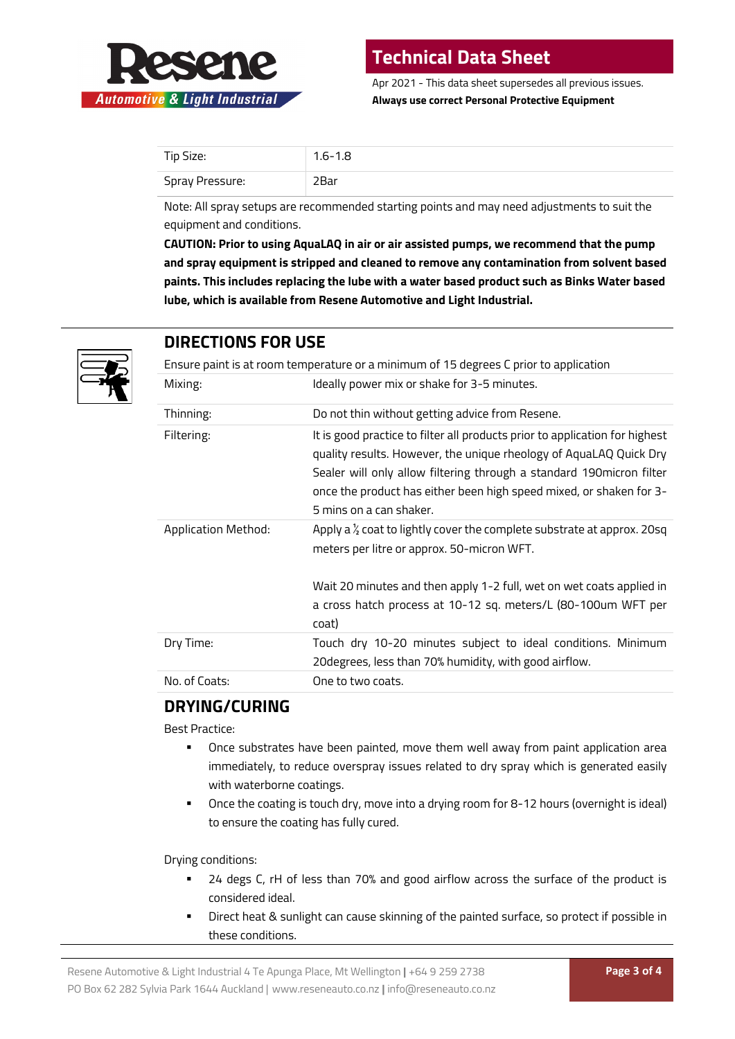| Tip Size: | 1.6-1.8 |
|---|---|
| Spray Pressure: | 2Bar |

Note: All spray setups are recommended starting points and may need adjustments to suit the equipment and conditions.

**CAUTION: Prior to using AquaLAQ in air or air assisted pumps, we recommend that the pump and spray equipment is stripped and cleaned to remove any contamination from solvent based paints. This includes replacing the lube with a water based product such as Binks Water based lube, which is available from Resene Automotive and Light Industrial.**

## DIRECTIONS FOR USE

Ensure paint is at room temperature or a minimum of 15 degrees C prior to application

| | |
|---|---|
| Mixing: | Ideally power mix or shake for 3-5 minutes. |
| Thinning: | Do not thin without getting advice from Resene. |
| Filtering: | It is good practice to filter all products prior to application for highest quality results. However, the unique rheology of AquaLAQ Quick Dry Sealer will only allow filtering through a standard 190micron filter once the product has either been high speed mixed, or shaken for 3-5 mins on a can shaker. |
| Application Method: | Apply a ½ coat to lightly cover the complete substrate at approx. 20sq meters per litre or approx. 50-micron WFT.<br><br>Wait 20 minutes and then apply 1-2 full, wet on wet coats applied in a cross hatch process at 10-12 sq. meters/L (80-100um WFT per coat) |
| Dry Time: | Touch dry 10-20 minutes subject to ideal conditions. Minimum 20degrees, less than 70% humidity, with good airflow. |
| No. of Coats: | One to two coats. |

## DRYING/CURING

Best Practice:

- Once substrates have been painted, move them well away from paint application area immediately, to reduce overspray issues related to dry spray which is generated easily with waterborne coatings.
- Once the coating is touch dry, move into a drying room for 8-12 hours (overnight is ideal) to ensure the coating has fully cured.

Drying conditions:

- 24 degs C, rH of less than 70% and good airflow across the surface of the product is considered ideal.
- Direct heat & sunlight can cause skinning of the painted surface, so protect if possible in these conditions.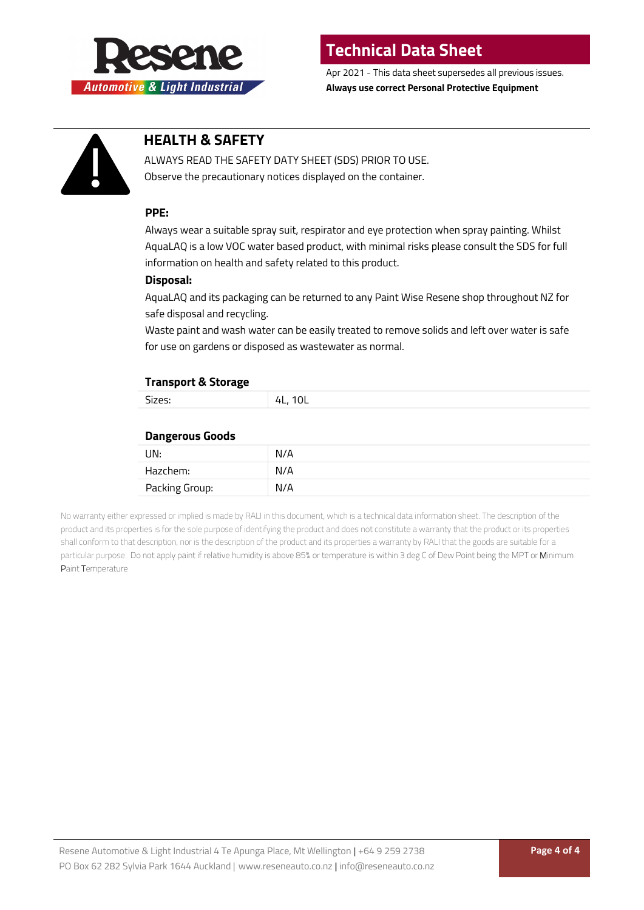# Technical Data Sheet

Apr 2021 - This data sheet supersedes all previous issues.

**Always use correct Personal Protective Equipment**

## HEALTH & SAFETY

ALWAYS READ THE SAFETY DATY SHEET (SDS) PRIOR TO USE.
Observe the precautionary notices displayed on the container.

### PPE:

Always wear a suitable spray suit, respirator and eye protection when spray painting. Whilst AquaLAQ is a low VOC water based product, with minimal risks please consult the SDS for full information on health and safety related to this product.

### Disposal:

AquaLAQ and its packaging can be returned to any Paint Wise Resene shop throughout NZ for safe disposal and recycling.

Waste paint and wash water can be easily treated to remove solids and left over water is safe for use on gardens or disposed as wastewater as normal.

### Transport & Storage

| | |
|---|---|
| Sizes: | 4L, 10L |

### Dangerous Goods

| | |
|---|---|
| UN: | N/A |
| Hazchem: | N/A |
| Packing Group: | N/A |

No warranty either expressed or implied is made by RALI in this document, which is a technical data information sheet. The description of the product and its properties is for the sole purpose of identifying the product and does not constitute a warranty that the product or its properties shall conform to that description, nor is the description of the product and its properties a warranty by RALI that the goods are suitable for a particular purpose. Do not apply paint if relative humidity is above 85% or temperature is within 3 deg C of Dew Point being the MPT or Minimum Paint Temperature

Resene Automotive & Light Industrial 4 Te Apunga Place, Mt Wellington | +64 9 259 2738
PO Box 62 282 Sylvia Park 1644 Auckland | www.reseneauto.co.nz | info@reseneauto.co.nz